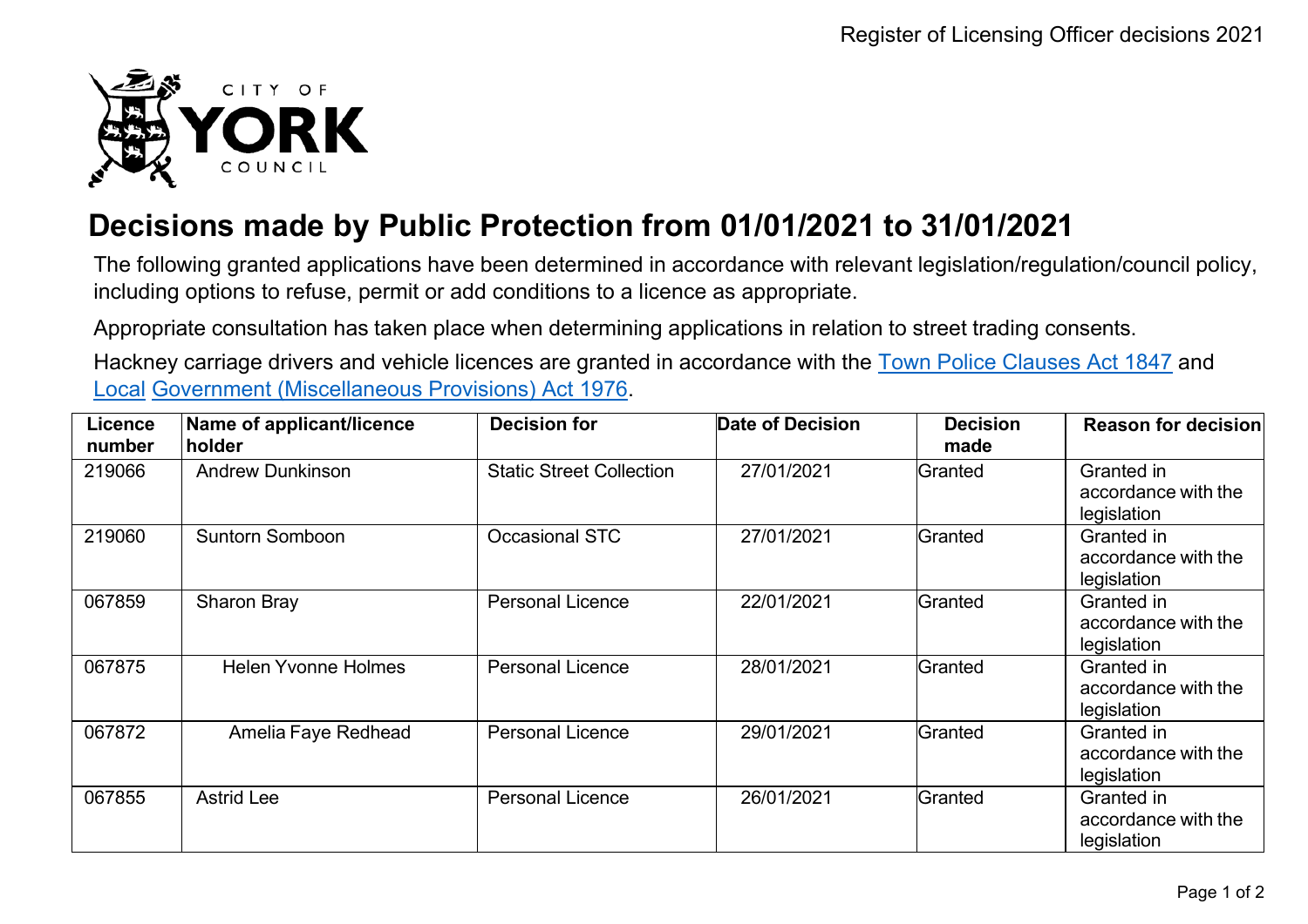# Decisions made by Public Protection from 01/01/2021 to 31/01/2021

The following granted applications have been determined in accordance with relevant legislation/regulation/council policy, including options to refuse, permit or add conditions to a licence as appropriate.

Appropriate consultation has taken place when determining applications in relation to street trading consents.

Hackney carriage drivers and vehicle licences are granted in accordance with the [Town Police Clauses Act 1847] and [Local Government (Miscellaneous Provisions) Act 1976].

| Licence number | Name of applicant/licence holder | Decision for | Date of Decision | Decision made | Reason for decision |
|---|---|---|---|---|---|
| 219066 | Andrew Dunkinson | Static Street Collection | 27/01/2021 | Granted | Granted in accordance with the legislation |
| 219060 | Suntorn Somboon | Occasional STC | 27/01/2021 | Granted | Granted in accordance with the legislation |
| 067859 | Sharon Bray | Personal Licence | 22/01/2021 | Granted | Granted in accordance with the legislation |
| 067875 | Helen Yvonne Holmes | Personal Licence | 28/01/2021 | Granted | Granted in accordance with the legislation |
| 067872 | Amelia Faye Redhead | Personal Licence | 29/01/2021 | Granted | Granted in accordance with the legislation |
| 067855 | Astrid Lee | Personal Licence | 26/01/2021 | Granted | Granted in accordance with the legislation |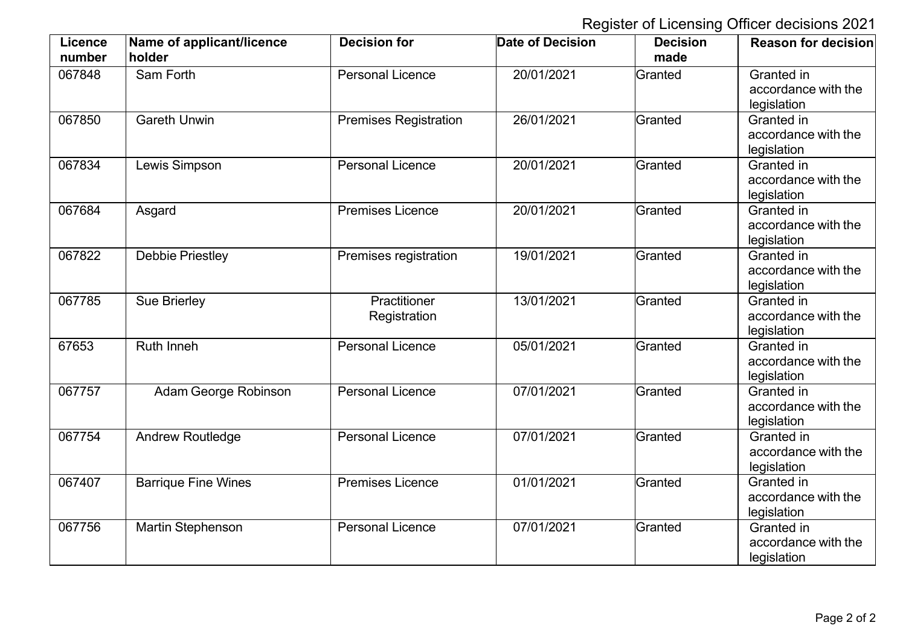Register of Licensing Officer decisions 2021

| Licence number | Name of applicant/licence holder | Decision for | Date of Decision | Decision made | Reason for decision |
|---|---|---|---|---|---|
| 067848 | Sam Forth | Personal Licence | 20/01/2021 | Granted | Granted in accordance with the legislation |
| 067850 | Gareth Unwin | Premises Registration | 26/01/2021 | Granted | Granted in accordance with the legislation |
| 067834 | Lewis Simpson | Personal Licence | 20/01/2021 | Granted | Granted in accordance with the legislation |
| 067684 | Asgard | Premises Licence | 20/01/2021 | Granted | Granted in accordance with the legislation |
| 067822 | Debbie Priestley | Premises registration | 19/01/2021 | Granted | Granted in accordance with the legislation |
| 067785 | Sue Brierley | Practitioner Registration | 13/01/2021 | Granted | Granted in accordance with the legislation |
| 67653 | Ruth Inneh | Personal Licence | 05/01/2021 | Granted | Granted in accordance with the legislation |
| 067757 | Adam George Robinson | Personal Licence | 07/01/2021 | Granted | Granted in accordance with the legislation |
| 067754 | Andrew Routledge | Personal Licence | 07/01/2021 | Granted | Granted in accordance with the legislation |
| 067407 | Barrique Fine Wines | Premises Licence | 01/01/2021 | Granted | Granted in accordance with the legislation |
| 067756 | Martin Stephenson | Personal Licence | 07/01/2021 | Granted | Granted in accordance with the legislation |